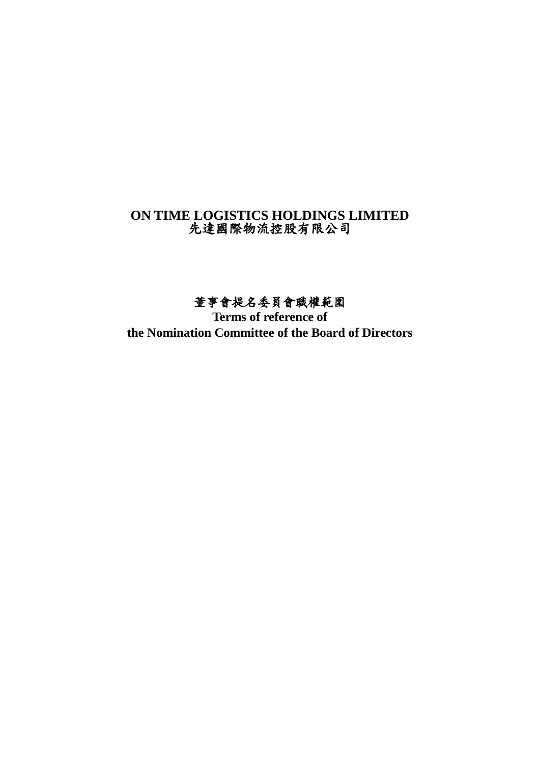**ON TIME LOGISTICS HOLDINGS LIMITED**
**先達國際物流控股有限公司**

# 董事會提名委員會職權範圍

# Terms of reference of the Nomination Committee of the Board of Directors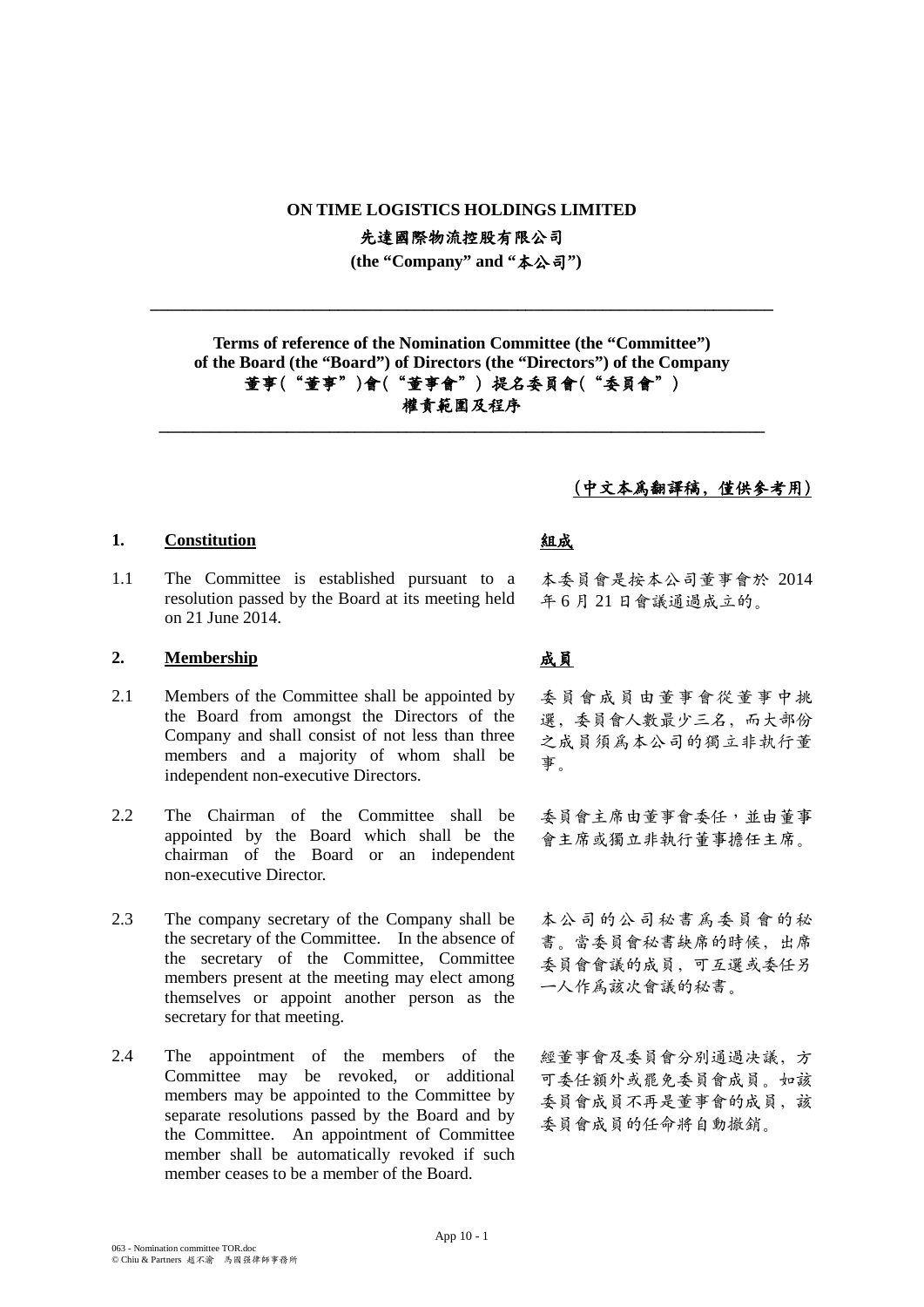**ON TIME LOGISTICS HOLDINGS LIMITED**

**先達國際物流控股有限公司**

**(the "Company" and "本公司")**

---

**Terms of reference of the Nomination Committee (the "Committee") of the Board (the "Board") of Directors (the "Directors") of the Company**

**董事(“董事”)會(“董事會”) 提名委員會(“委員會”)**

**權責範圍及程序**

---

**(中文本爲翻譯稿，僅供參考用)**

## 1. Constitution / 組成

1.1 The Committee is established pursuant to a resolution passed by the Board at its meeting held on 21 June 2014.

本委員會是按本公司董事會於 2014 年 6 月 21 日會議通過成立的。

## 2. Membership / 成員

2.1 Members of the Committee shall be appointed by the Board from amongst the Directors of the Company and shall consist of not less than three members and a majority of whom shall be independent non-executive Directors.

委員會成員由董事會從董事中挑選，委員會人數最少三名，而大部份之成員須爲本公司的獨立非執行董事。

2.2 The Chairman of the Committee shall be appointed by the Board which shall be the chairman of the Board or an independent non-executive Director.

委員會主席由董事會委任，並由董事會主席或獨立非執行董事擔任主席。

2.3 The company secretary of the Company shall be the secretary of the Committee. In the absence of the secretary of the Committee, Committee members present at the meeting may elect among themselves or appoint another person as the secretary for that meeting.

本公司的公司秘書爲委員會的秘書。當委員會秘書缺席的時候，出席委員會會議的成員，可互選或委任另一人作爲該次會議的秘書。

2.4 The appointment of the members of the Committee may be revoked, or additional members may be appointed to the Committee by separate resolutions passed by the Board and by the Committee. An appointment of Committee member shall be automatically revoked if such member ceases to be a member of the Board.

經董事會及委員會分別通過決議，方可委任額外或罷免委員會成員。如該委員會成員不再是董事會的成員，該委員會成員的任命將自動撤銷。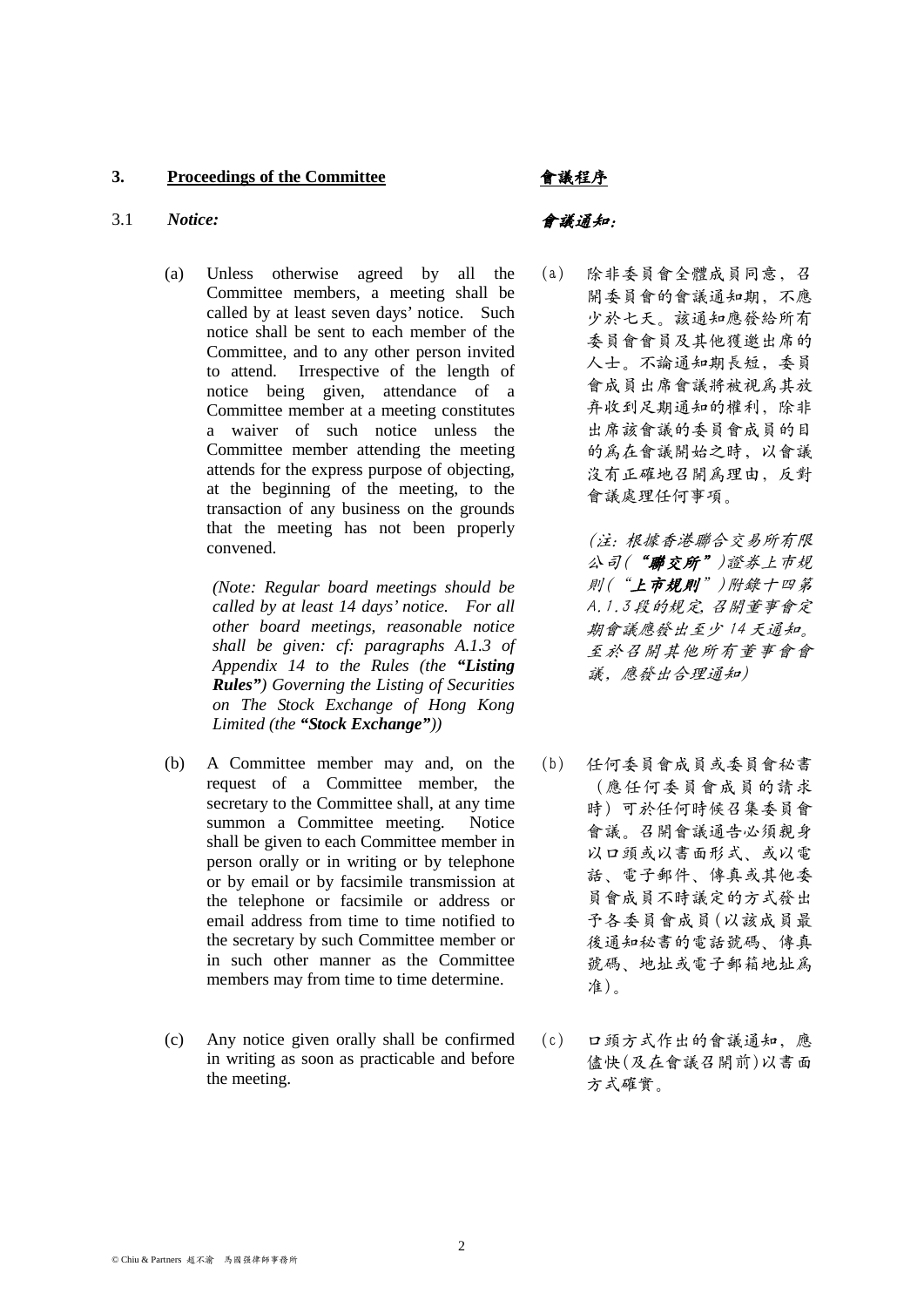## 3. Proceedings of the Committee

## 會議程序

### 3.1 *Notice:*

### 會議通知：

(a) Unless otherwise agreed by all the Committee members, a meeting shall be called by at least seven days' notice. Such notice shall be sent to each member of the Committee, and to any other person invited to attend. Irrespective of the length of notice being given, attendance of a Committee member at a meeting constitutes a waiver of such notice unless the Committee member attending the meeting attends for the express purpose of objecting, at the beginning of the meeting, to the transaction of any business on the grounds that the meeting has not been properly convened.

*(Note: Regular board meetings should be called by at least 14 days' notice. For all other board meetings, reasonable notice shall be given: cf: paragraphs A.1.3 of Appendix 14 to the Rules (the* ***"Listing Rules"****) Governing the Listing of Securities on The Stock Exchange of Hong Kong Limited (the* ***"Stock Exchange"****))*

(a) 除非委員會全體成員同意，召開委員會的會議通知期，不應少於七天。該通知應發給所有委員會會員及其他獲邀出席的人士。不論通知期長短，委員會成員出席會議將被視爲其放弃收到足期通知的權利，除非出席該會議的委員會成員的目的爲在會議開始之時，以會議沒有正確地召開爲理由，反對會議處理任何事項。

*(注：根據香港聯合交易所有限公司(****"聯交所"****)證券上市規則(****"上市規則"****)附錄十四第A.1.3段的規定，召開董事會定期會議應發出至少14天通知。至於召開其他所有董事會會議，應發出合理通知)*

(b) A Committee member may and, on the request of a Committee member, the secretary to the Committee shall, at any time summon a Committee meeting. Notice shall be given to each Committee member in person orally or in writing or by telephone or by email or by facsimile transmission at the telephone or facsimile or address or email address from time to time notified to the secretary by such Committee member or in such other manner as the Committee members may from time to time determine.

(b) 任何委員會成員或委員會秘書（應任何委員會成員的請求時）可於任何時候召集委員會會議。召開會議通告必須親身以口頭或以書面形式、或以電話、電子郵件、傳真或其他委員會成員不時議定的方式發出予各委員會成員(以該成員最後通知秘書的電話號碼、傳真號碼、地址或電子郵箱地址爲准)。

(c) Any notice given orally shall be confirmed in writing as soon as practicable and before the meeting.

(c) 口頭方式作出的會議通知，應儘快(及在會議召開前)以書面方式確實。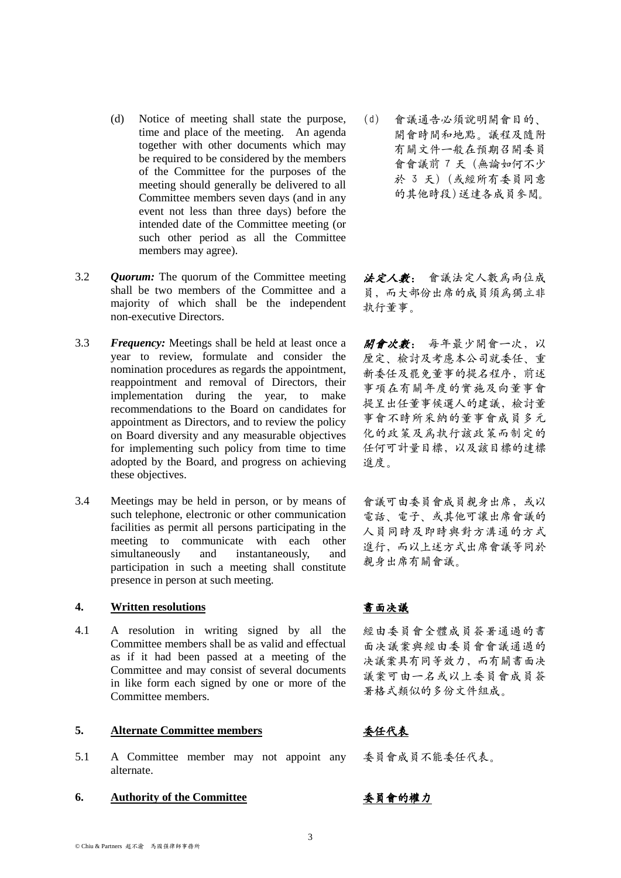(d) Notice of meeting shall state the purpose, time and place of the meeting. An agenda together with other documents which may be required to be considered by the members of the Committee for the purposes of the meeting should generally be delivered to all Committee members seven days (and in any event not less than three days) before the intended date of the Committee meeting (or such other period as all the Committee members may agree).

(d) 會議通告必須說明開會目的、開會時間和地點。議程及隨附有關文件一般在預期召開委員會會議前 7 天（無論如何不少於 3 天）（或經所有委員同意的其他時段）送達各成員參閱。

3.2 ***Quorum:*** The quorum of the Committee meeting shall be two members of the Committee and a majority of which shall be the independent non-executive Directors.

***法定人數***： 會議法定人數為兩位成員，而大部份出席的成員須為獨立非執行董事。

3.3 ***Frequency:*** Meetings shall be held at least once a year to review, formulate and consider the nomination procedures as regards the appointment, reappointment and removal of Directors, their implementation during the year, to make recommendations to the Board on candidates for appointment as Directors, and to review the policy on Board diversity and any measurable objectives for implementing such policy from time to time adopted by the Board, and progress on achieving these objectives.

***開會次數***： 每年最少開會一次，以厘定、檢討及考慮本公司就委任、重新委任及罷免董事的提名程序，前述事項在有關年度的實施及向董事會提呈出任董事候選人的建議，檢討董事會不時所采納的董事會成員多元化的政策及為執行該政策而制定的任何可計量目標，以及該目標的達標進度。

3.4 Meetings may be held in person, or by means of such telephone, electronic or other communication facilities as permit all persons participating in the meeting to communicate with each other simultaneously and instantaneously, and participation in such a meeting shall constitute presence in person at such meeting.

會議可由委員會成員親身出席，或以電話、電子、或其他可讓出席會議的人員同時及即時與對方溝通的方式進行，而以上述方式出席會議等同於親身出席有關會議。

## 4. Written resolutions

## 書面決議

4.1 A resolution in writing signed by all the Committee members shall be as valid and effectual as if it had been passed at a meeting of the Committee and may consist of several documents in like form each signed by one or more of the Committee members.

經由委員會全體成員簽署通過的書面決議案與經由委員會會議通過的決議案具有同等效力，而有關書面決議案可由一名或以上委員會成員簽署格式類似的多份文件組成。

## 5. Alternate Committee members

## 委任代表

5.1 A Committee member may not appoint any alternate.

委員會成員不能委任代表。

## 6. Authority of the Committee

## 委員會的權力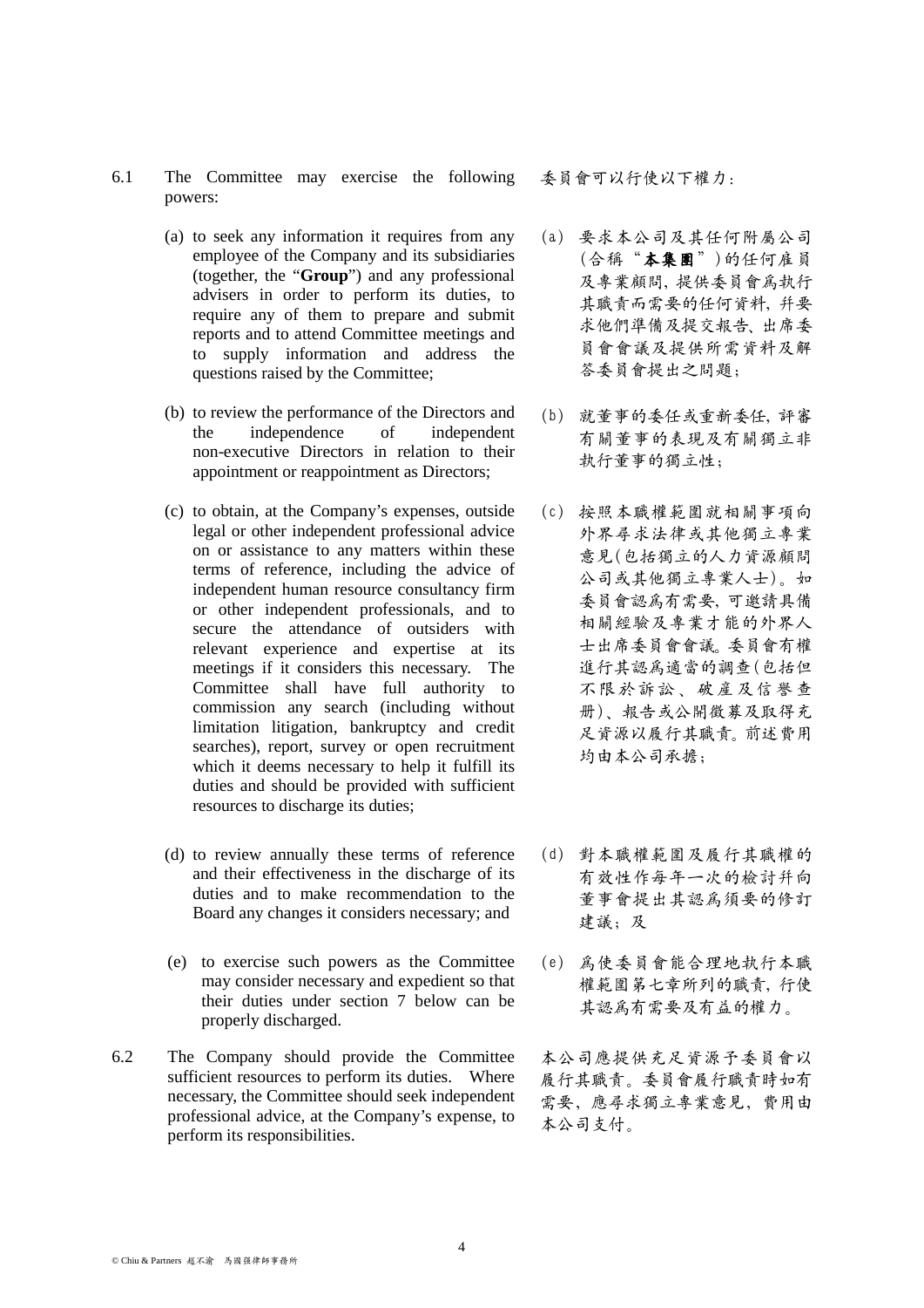6.1 The Committee may exercise the following powers:

委員會可以行使以下權力：

(a) to seek any information it requires from any employee of the Company and its subsidiaries (together, the "**Group**") and any professional advisers in order to perform its duties, to require any of them to prepare and submit reports and to attend Committee meetings and to supply information and address the questions raised by the Committee;

(a) 要求本公司及其任何附屬公司(合稱"**本集團**")的任何雇員及專業顧問，提供委員會爲執行其職責而需要的任何資料，幷要求他們準備及提交報告、出席委員會會議及提供所需資料及解答委員會提出之問題；

(b) to review the performance of the Directors and the independence of independent non-executive Directors in relation to their appointment or reappointment as Directors;

(b) 就董事的委任或重新委任，評審有關董事的表現及有關獨立非執行董事的獨立性；

(c) to obtain, at the Company's expenses, outside legal or other independent professional advice on or assistance to any matters within these terms of reference, including the advice of independent human resource consultancy firm or other independent professionals, and to secure the attendance of outsiders with relevant experience and expertise at its meetings if it considers this necessary. The Committee shall have full authority to commission any search (including without limitation litigation, bankruptcy and credit searches), report, survey or open recruitment which it deems necessary to help it fulfill its duties and should be provided with sufficient resources to discharge its duties;

(c) 按照本職權範圍就相關事項向外界尋求法律或其他獨立專業意見(包括獨立的人力資源顧問公司或其他獨立專業人士)。如委員會認爲有需要，可邀請具備相關經驗及專業才能的外界人士出席委員會會議。委員會有權進行其認爲適當的調查(包括但不限於訴訟、破産及信譽查冊)、報告或公開徵募及取得充足資源以履行其職責。前述費用均由本公司承擔；

(d) to review annually these terms of reference and their effectiveness in the discharge of its duties and to make recommendation to the Board any changes it considers necessary; and

(d) 對本職權範圍及履行其職權的有效性作每年一次的檢討幷向董事會提出其認爲須要的修訂建議；及

(e) to exercise such powers as the Committee may consider necessary and expedient so that their duties under section 7 below can be properly discharged.

(e) 爲使委員會能合理地執行本職權範圍第七章所列的職責，行使其認爲有需要及有益的權力。

6.2 The Company should provide the Committee sufficient resources to perform its duties. Where necessary, the Committee should seek independent professional advice, at the Company's expense, to perform its responsibilities.

本公司應提供充足資源予委員會以履行其職責。委員會履行職責時如有需要，應尋求獨立專業意見，費用由本公司支付。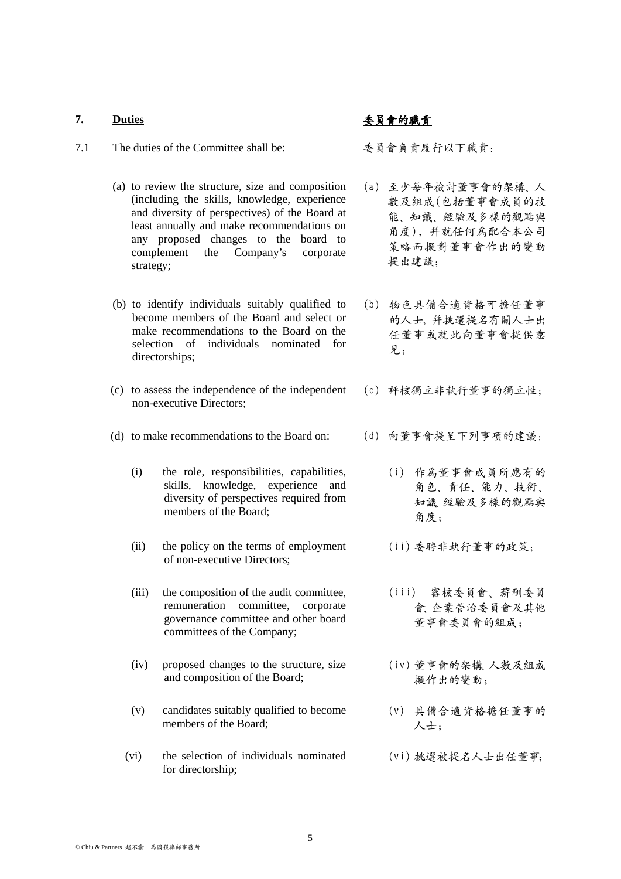## 7. Duties

## 委員會的職責

7.1 The duties of the Committee shall be:

委員會負責履行以下職責：

(a) to review the structure, size and composition (including the skills, knowledge, experience and diversity of perspectives) of the Board at least annually and make recommendations on any proposed changes to the board to complement the Company's corporate strategy;

(a) 至少每年檢討董事會的架構、人數及組成（包括董事會成員的技能、知識、經驗及多樣的觀點與角度），并就任何爲配合本公司策略而擬對董事會作出的變動提出建議；

(b) to identify individuals suitably qualified to become members of the Board and select or make recommendations to the Board on the selection of individuals nominated for directorships;

(b) 物色具備合適資格可擔任董事的人士，并挑選提名有關人士出任董事或就此向董事會提供意見；

(c) to assess the independence of the independent non-executive Directors;

(c) 評核獨立非執行董事的獨立性；

(d) to make recommendations to the Board on:

(d) 向董事會提呈下列事項的建議：

(i) the role, responsibilities, capabilities, skills, knowledge, experience and diversity of perspectives required from members of the Board;

(i) 作爲董事會成員所應有的角色、責任、能力、技術、知識 經驗及多樣的觀點與角度；

(ii) the policy on the terms of employment of non-executive Directors;

(ii) 委聘非執行董事的政策；

(iii) the composition of the audit committee, remuneration committee, corporate governance committee and other board committees of the Company;

(iii) 審核委員會、薪酬委員會、企業管治委員會及其他董事會委員會的組成；

(iv) proposed changes to the structure, size and composition of the Board;

(iv) 董事會的架構 人數及組成擬作出的變動；

(v) candidates suitably qualified to become members of the Board;

(v) 具備合適資格擔任董事的人士；

(vi) the selection of individuals nominated for directorship;

(vi) 挑選被提名人士出任董事；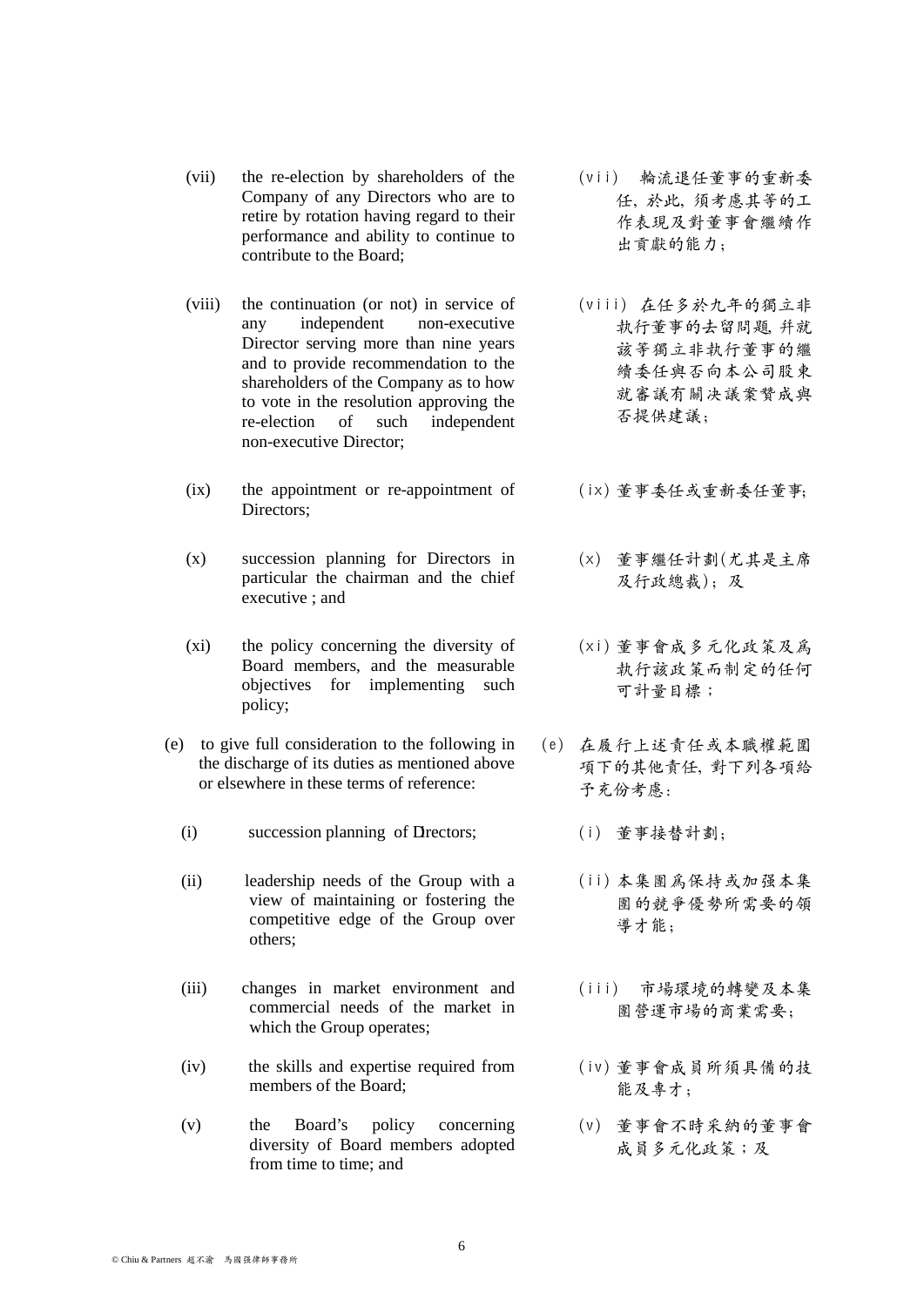(vii) the re-election by shareholders of the Company of any Directors who are to retire by rotation having regard to their performance and ability to continue to contribute to the Board;

(vii) 輪流退任董事的重新委任，於此，須考慮其等的工作表現及對董事會繼續作出貢獻的能力；

(viii) the continuation (or not) in service of any independent non-executive Director serving more than nine years and to provide recommendation to the shareholders of the Company as to how to vote in the resolution approving the re-election of such independent non-executive Director;

(viii) 在任多於九年的獨立非執行董事的去留問題，并就該等獨立非執行董事的繼續委任與否向本公司股東就審議有關決議案贊成與否提供建議；

(ix) the appointment or re-appointment of Directors;

(ix) 董事委任或重新委任董事；

(x) succession planning for Directors in particular the chairman and the chief executive ; and

(x) 董事繼任計劃(尤其是主席及行政總裁)；及

(xi) the policy concerning the diversity of Board members, and the measurable objectives for implementing such policy;

(xi) 董事會成多元化政策及為執行該政策而制定的任何可計量目標；

(e) to give full consideration to the following in the discharge of its duties as mentioned above or elsewhere in these terms of reference:

(e) 在履行上述責任或本職權範圍項下的其他責任，對下列各項給予充份考慮：

(i) succession planning of Directors;

(i) 董事接替計劃；

(ii) leadership needs of the Group with a view of maintaining or fostering the competitive edge of the Group over others;

(ii) 本集團為保持或加强本集團的競爭優勢所需要的領導才能；

(iii) changes in market environment and commercial needs of the market in which the Group operates;

(iii) 市場環境的轉變及本集團營運市場的商業需要；

(iv) the skills and expertise required from members of the Board;

(iv) 董事會成員所須具備的技能及專才；

(v) the Board's policy concerning diversity of Board members adopted from time to time; and

(v) 董事會不時采納的董事會成員多元化政策；及

© Chiu & Partners 趙不渝 馬國强律師事務所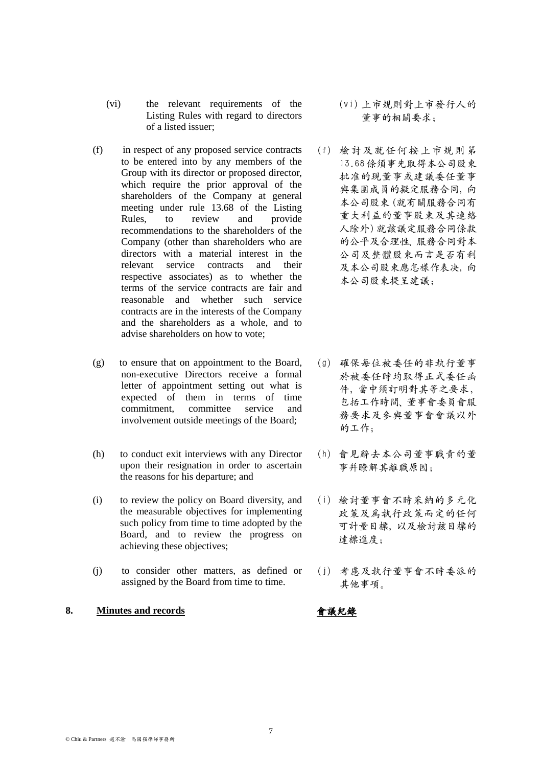(vi) the relevant requirements of the Listing Rules with regard to directors of a listed issuer;

(vi) 上市規則對上市發行人的董事的相關要求；

(f) in respect of any proposed service contracts to be entered into by any members of the Group with its director or proposed director, which require the prior approval of the shareholders of the Company at general meeting under rule 13.68 of the Listing Rules, to review and provide recommendations to the shareholders of the Company (other than shareholders who are directors with a material interest in the relevant service contracts and their respective associates) as to whether the terms of the service contracts are fair and reasonable and whether such service contracts are in the interests of the Company and the shareholders as a whole, and to advise shareholders on how to vote;

(f) 檢討及就任何按上市規則第13.68條須事先取得本公司股東批准的現董事或建議委任董事與集團成員的擬定服務合同，向本公司股東(就有關服務合同有重大利益的董事股東及其連絡人除外)就該議定服務合同條款的公平及合理性、服務合同對本公司及整體股東而言是否有利及本公司股東應怎樣作表決，向本公司股東提呈建議；

(g) to ensure that on appointment to the Board, non-executive Directors receive a formal letter of appointment setting out what is expected of them in terms of time commitment, committee service and involvement outside meetings of the Board;

(g) 確保每位被委任的非執行董事於被委任時均取得正式委任函件，當中須訂明對其等之要求，包括工作時間、董事會委員會服務要求及參與董事會會議以外的工作；

(h) to conduct exit interviews with any Director upon their resignation in order to ascertain the reasons for his departure; and

(h) 會見辭去本公司董事職責的董事幷瞭解其離職原因；

(i) to review the policy on Board diversity, and the measurable objectives for implementing such policy from time to time adopted by the Board, and to review the progress on achieving these objectives;

(i) 檢討董事會不時采納的多元化政策及爲執行政策而定的任何可計量目標，以及檢討該目標的達標進度；

(j) to consider other matters, as defined or assigned by the Board from time to time.

(j) 考慮及執行董事會不時委派的其他事項。

## 8. Minutes and records

## 會議紀錄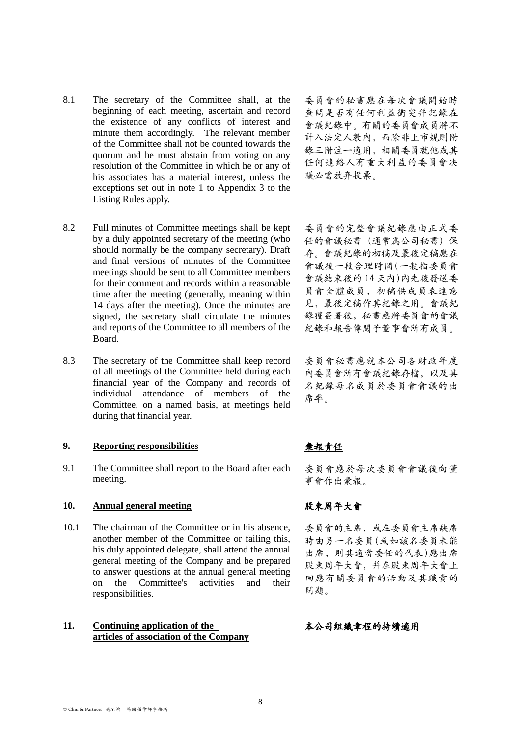8.1 The secretary of the Committee shall, at the beginning of each meeting, ascertain and record the existence of any conflicts of interest and minute them accordingly. The relevant member of the Committee shall not be counted towards the quorum and he must abstain from voting on any resolution of the Committee in which he or any of his associates has a material interest, unless the exceptions set out in note 1 to Appendix 3 to the Listing Rules apply.

委員會的秘書應在每次會議開始時查問是否有任何利益衝突並記錄在會議紀錄中。有關的委員會成員將不計入法定人數內，而除非上市規則附錄三附注一適用，相關委員就他或其任何連絡人有重大利益的委員會決議必需放弃投票。

8.2 Full minutes of Committee meetings shall be kept by a duly appointed secretary of the meeting (who should normally be the company secretary). Draft and final versions of minutes of the Committee meetings should be sent to all Committee members for their comment and records within a reasonable time after the meeting (generally, meaning within 14 days after the meeting). Once the minutes are signed, the secretary shall circulate the minutes and reports of the Committee to all members of the Board.

委員會的完整會議紀錄應由正式委任的會議秘書（通常爲公司秘書）保存。會議紀錄的初稿及最後定稿應在會議後一段合理時間(一般指委員會會議結束後的 14 天內)內先後發送委員會全體成員，初稿供成員表達意見，最後定稿作其紀錄之用。會議紀錄獲簽署後，秘書應將委員會的會議紀錄和報告傳閱予董事會所有成員。

8.3 The secretary of the Committee shall keep record of all meetings of the Committee held during each financial year of the Company and records of individual attendance of members of the Committee, on a named basis, at meetings held during that financial year.

委員會秘書應就本公司各財政年度內委員會所有會議紀錄存檔，以及具名紀錄每名成員於委員會會議的出席率。

## 9. Reporting responsibilities

## 彙報責任

9.1 The Committee shall report to the Board after each meeting.

委員會應於每次委員會會議後向董事會作出彙報。

## 10. Annual general meeting

## 股東周年大會

10.1 The chairman of the Committee or in his absence, another member of the Committee or failing this, his duly appointed delegate, shall attend the annual general meeting of the Company and be prepared to answer questions at the annual general meeting on the Committee's activities and their responsibilities.

委員會的主席，或在委員會主席缺席時由另一名委員(或如該名委員未能出席，則其適當委任的代表)應出席股東周年大會，并在股東周年大會上回應有關委員會的活動及其職責的問題。

## 11. Continuing application of the articles of association of the Company

## 本公司組織章程的持續適用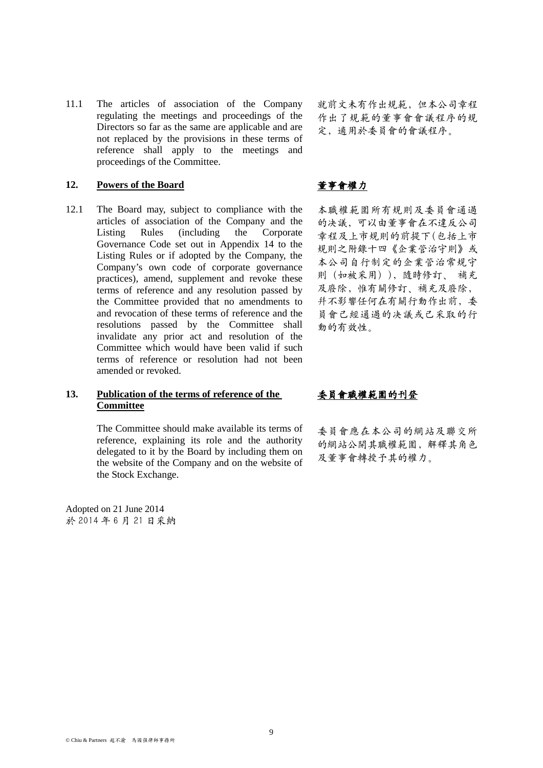11.1 The articles of association of the Company regulating the meetings and proceedings of the Directors so far as the same are applicable and are not replaced by the provisions in these terms of reference shall apply to the meetings and proceedings of the Committee.

就前文未有作出規範，但本公司章程作出了規範的董事會會議程序的規定，適用於委員會的會議程序。

## 12. Powers of the Board

## 董事會權力

12.1 The Board may, subject to compliance with the articles of association of the Company and the Listing Rules (including the Corporate Governance Code set out in Appendix 14 to the Listing Rules or if adopted by the Company, the Company's own code of corporate governance practices), amend, supplement and revoke these terms of reference and any resolution passed by the Committee provided that no amendments to and revocation of these terms of reference and the resolutions passed by the Committee shall invalidate any prior act and resolution of the Committee which would have been valid if such terms of reference or resolution had not been amended or revoked.

本職權範圍所有規則及委員會通過的決議，可以由董事會在不違反公司章程及上市規則的前提下(包括上市規則之附錄十四《企業管治守則》或本公司自行制定的企業管治常規守則（如被采用）)，隨時修訂、 補充及廢除，惟有關修訂、補充及廢除，并不影響任何在有關行動作出前，委員會已經通過的決議或已采取的行動的有效性。

## 13. Publication of the terms of reference of the Committee

## 委員會職權範圍的刊登

The Committee should make available its terms of reference, explaining its role and the authority delegated to it by the Board by including them on the website of the Company and on the website of the Stock Exchange.

委員會應在本公司的網站及聯交所的網站公開其職權範圍，解釋其角色及董事會轉授予其的權力。

Adopted on 21 June 2014
於 2014 年 6 月 21 日采納

© Chiu & Partners 趙不渝 馬國強律師事務所